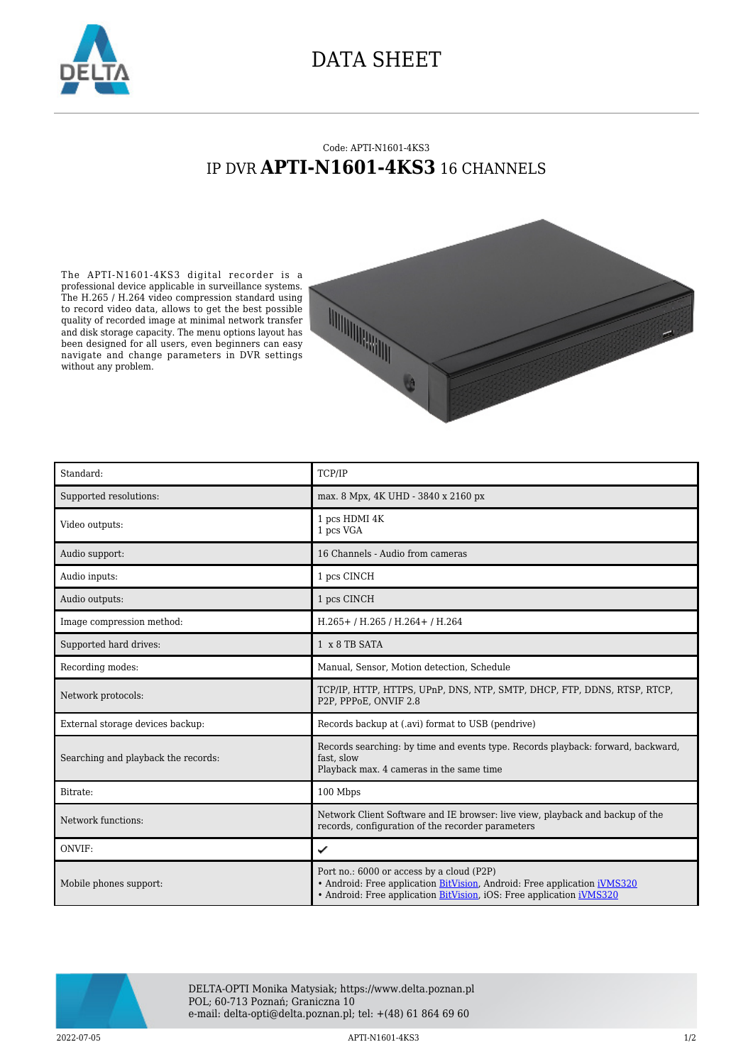# DATA SHEET

Code: APTI-N1601-4KS3

## IP DVR **APTI-N1601-4KS3** 16 CHANNELS

The APTI-N1601-4KS3 digital recorder is a professional device applicable in surveillance systems. The H.265 / H.264 video compression standard using to record video data, allows to get the best possible quality of recorded image at minimal network transfer and disk storage capacity. The menu options layout has been designed for all users, even beginners can easy navigate and change parameters in DVR settings without any problem.

| | |
|---|---|
| Standard: | TCP/IP |
| Supported resolutions: | max. 8 Mpx, 4K UHD - 3840 x 2160 px |
| Video outputs: | 1 pcs HDMI 4K<br>1 pcs VGA |
| Audio support: | 16 Channels - Audio from cameras |
| Audio inputs: | 1 pcs CINCH |
| Audio outputs: | 1 pcs CINCH |
| Image compression method: | H.265+ / H.265 / H.264+ / H.264 |
| Supported hard drives: | 1 x 8 TB SATA |
| Recording modes: | Manual, Sensor, Motion detection, Schedule |
| Network protocols: | TCP/IP, HTTP, HTTPS, UPnP, DNS, NTP, SMTP, DHCP, FTP, DDNS, RTSP, RTCP, P2P, PPPoE, ONVIF 2.8 |
| External storage devices backup: | Records backup at (.avi) format to USB (pendrive) |
| Searching and playback the records: | Records searching: by time and events type. Records playback: forward, backward, fast, slow<br>Playback max. 4 cameras in the same time |
| Bitrate: | 100 Mbps |
| Network functions: | Network Client Software and IE browser: live view, playback and backup of the records, configuration of the recorder parameters |
| ONVIF: | ✔ |
| Mobile phones support: | Port no.: 6000 or access by a cloud (P2P)<br>• Android: Free application BitVision, Android: Free application iVMS320<br>• Android: Free application BitVision, iOS: Free application iVMS320 |

DELTA-OPTI Monika Matysiak; https://www.delta.poznan.pl
POL; 60-713 Poznań; Graniczna 10
e-mail: delta-opti@delta.poznan.pl; tel: +(48) 61 864 69 60

2022-07-05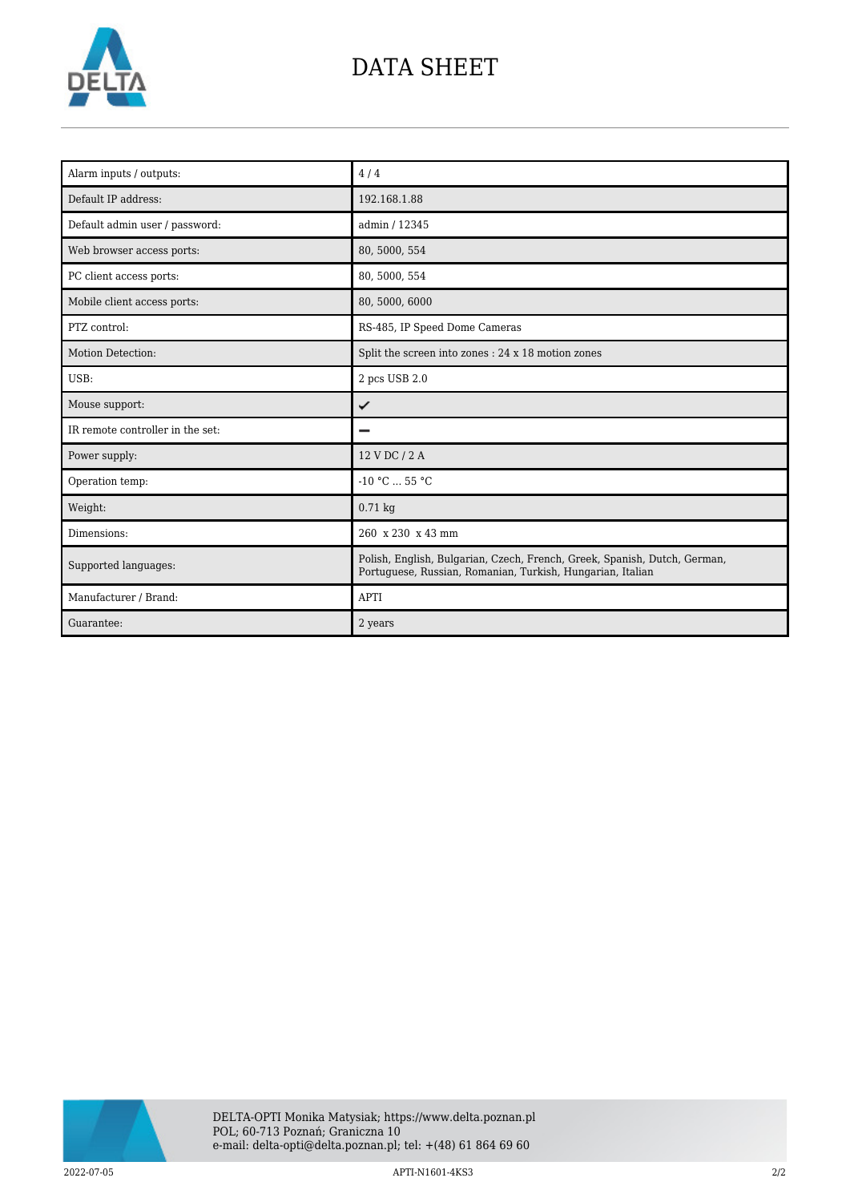# DATA SHEET

| | |
|---|---|
| Alarm inputs / outputs: | 4 / 4 |
| Default IP address: | 192.168.1.88 |
| Default admin user / password: | admin / 12345 |
| Web browser access ports: | 80, 5000, 554 |
| PC client access ports: | 80, 5000, 554 |
| Mobile client access ports: | 80, 5000, 6000 |
| PTZ control: | RS-485, IP Speed Dome Cameras |
| Motion Detection: | Split the screen into zones : 24 x 18 motion zones |
| USB: | 2 pcs USB 2.0 |
| Mouse support: | ✔ |
| IR remote controller in the set: | – |
| Power supply: | 12 V DC / 2 A |
| Operation temp: | -10 °C ... 55 °C |
| Weight: | 0.71 kg |
| Dimensions: | 260 x 230 x 43 mm |
| Supported languages: | Polish, English, Bulgarian, Czech, French, Greek, Spanish, Dutch, German, Portuguese, Russian, Romanian, Turkish, Hungarian, Italian |
| Manufacturer / Brand: | APTI |
| Guarantee: | 2 years |

DELTA-OPTI Monika Matysiak; https://www.delta.poznan.pl
POL; 60-713 Poznań; Graniczna 10
e-mail: delta-opti@delta.poznan.pl; tel: +(48) 61 864 69 60

2022-07-05 APTI-N1601-4KS3